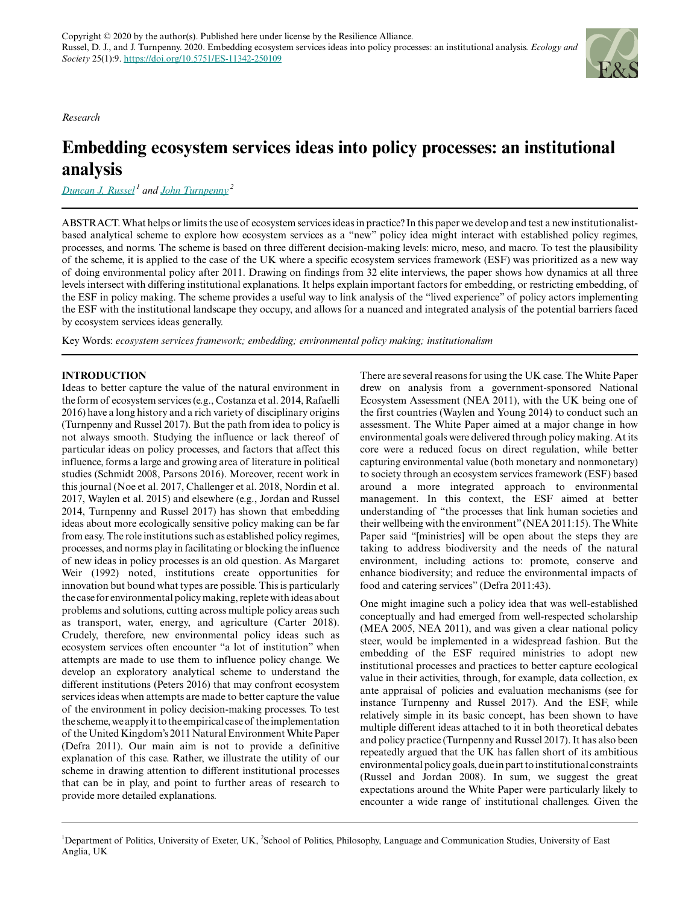*Research*

# Embedding ecosystem services ideas into policy processes: an institutional analysis

*Duncan J. Russel*[1] *and John Turnpenny*[2]

ABSTRACT. What helps or limits the use of ecosystem services ideas in practice? In this paper we develop and test a new institutionalist-based analytical scheme to explore how ecosystem services as a "new" policy idea might interact with established policy regimes, processes, and norms. The scheme is based on three different decision-making levels: micro, meso, and macro. To test the plausibility of the scheme, it is applied to the case of the UK where a specific ecosystem services framework (ESF) was prioritized as a new way of doing environmental policy after 2011. Drawing on findings from 32 elite interviews, the paper shows how dynamics at all three levels intersect with differing institutional explanations. It helps explain important factors for embedding, or restricting embedding, of the ESF in policy making. The scheme provides a useful way to link analysis of the "lived experience" of policy actors implementing the ESF with the institutional landscape they occupy, and allows for a nuanced and integrated analysis of the potential barriers faced by ecosystem services ideas generally.

Key Words: *ecosystem services framework; embedding; environmental policy making; institutionalism*

## INTRODUCTION

Ideas to better capture the value of the natural environment in the form of ecosystem services (e.g., Costanza et al. 2014, Rafaelli 2016) have a long history and a rich variety of disciplinary origins (Turnpenny and Russel 2017). But the path from idea to policy is not always smooth. Studying the influence or lack thereof of particular ideas on policy processes, and factors that affect this influence, forms a large and growing area of literature in political studies (Schmidt 2008, Parsons 2016). Moreover, recent work in this journal (Noe et al. 2017, Challenger et al. 2018, Nordin et al. 2017, Waylen et al. 2015) and elsewhere (e.g., Jordan and Russel 2014, Turnpenny and Russel 2017) has shown that embedding ideas about more ecologically sensitive policy making can be far from easy. The role institutions such as established policy regimes, processes, and norms play in facilitating or blocking the influence of new ideas in policy processes is an old question. As Margaret Weir (1992) noted, institutions create opportunities for innovation but bound what types are possible. This is particularly the case for environmental policy making, replete with ideas about problems and solutions, cutting across multiple policy areas such as transport, water, energy, and agriculture (Carter 2018). Crudely, therefore, new environmental policy ideas such as ecosystem services often encounter "a lot of institution" when attempts are made to use them to influence policy change. We develop an exploratory analytical scheme to understand the different institutions (Peters 2016) that may confront ecosystem services ideas when attempts are made to better capture the value of the environment in policy decision-making processes. To test the scheme, we apply it to the empirical case of the implementation of the United Kingdom's 2011 Natural Environment White Paper (Defra 2011). Our main aim is not to provide a definitive explanation of this case. Rather, we illustrate the utility of our scheme in drawing attention to different institutional processes that can be in play, and point to further areas of research to provide more detailed explanations.

There are several reasons for using the UK case. The White Paper drew on analysis from a government-sponsored National Ecosystem Assessment (NEA 2011), with the UK being one of the first countries (Waylen and Young 2014) to conduct such an assessment. The White Paper aimed at a major change in how environmental goals were delivered through policy making. At its core were a reduced focus on direct regulation, while better capturing environmental value (both monetary and nonmonetary) to society through an ecosystem services framework (ESF) based around a more integrated approach to environmental management. In this context, the ESF aimed at better understanding of "the processes that link human societies and their wellbeing with the environment" (NEA 2011:15). The White Paper said "[ministries] will be open about the steps they are taking to address biodiversity and the needs of the natural environment, including actions to: promote, conserve and enhance biodiversity; and reduce the environmental impacts of food and catering services" (Defra 2011:43).

One might imagine such a policy idea that was well-established conceptually and had emerged from well-respected scholarship (MEA 2005, NEA 2011), and was given a clear national policy steer, would be implemented in a widespread fashion. But the embedding of the ESF required ministries to adopt new institutional processes and practices to better capture ecological value in their activities, through, for example, data collection, ex ante appraisal of policies and evaluation mechanisms (see for instance Turnpenny and Russel 2017). And the ESF, while relatively simple in its basic concept, has been shown to have multiple different ideas attached to it in both theoretical debates and policy practice (Turnpenny and Russel 2017). It has also been repeatedly argued that the UK has fallen short of its ambitious environmental policy goals, due in part to institutional constraints (Russel and Jordan 2008). In sum, we suggest the great expectations around the White Paper were particularly likely to encounter a wide range of institutional challenges. Given the

[1]Department of Politics, University of Exeter, UK, [2]School of Politics, Philosophy, Language and Communication Studies, University of East Anglia, UK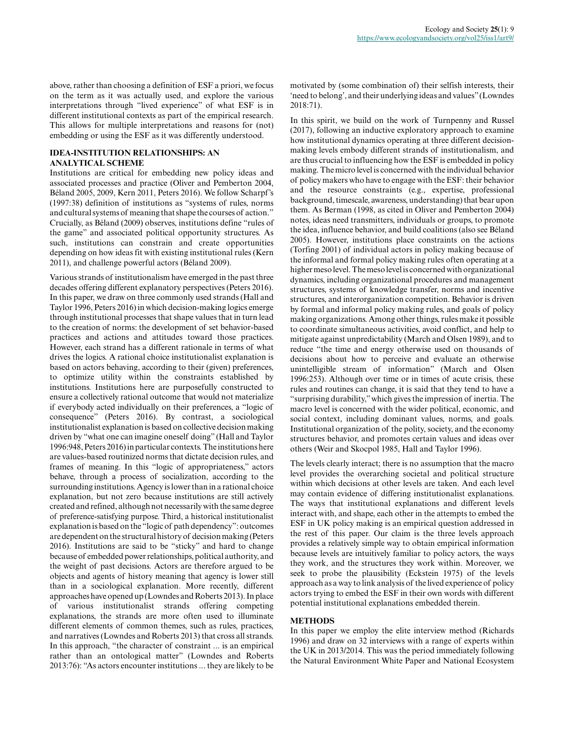above, rather than choosing a definition of ESF a priori, we focus on the term as it was actually used, and explore the various interpretations through "lived experience" of what ESF is in different institutional contexts as part of the empirical research. This allows for multiple interpretations and reasons for (not) embedding or using the ESF as it was differently understood.

## IDEA-INSTITUTION RELATIONSHIPS: AN ANALYTICAL SCHEME

Institutions are critical for embedding new policy ideas and associated processes and practice (Oliver and Pemberton 2004, Béland 2005, 2009, Kern 2011, Peters 2016). We follow Scharpf's (1997:38) definition of institutions as "systems of rules, norms and cultural systems of meaning that shape the courses of action." Crucially, as Béland (2009) observes, institutions define "rules of the game" and associated political opportunity structures. As such, institutions can constrain and create opportunities depending on how ideas fit with existing institutional rules (Kern 2011), and challenge powerful actors (Béland 2009).

Various strands of institutionalism have emerged in the past three decades offering different explanatory perspectives (Peters 2016). In this paper, we draw on three commonly used strands (Hall and Taylor 1996, Peters 2016) in which decision-making logics emerge through institutional processes that shape values that in turn lead to the creation of norms: the development of set behavior-based practices and actions and attitudes toward those practices. However, each strand has a different rationale in terms of what drives the logics. A rational choice institutionalist explanation is based on actors behaving, according to their (given) preferences, to optimize utility within the constraints established by institutions. Institutions here are purposefully constructed to ensure a collectively rational outcome that would not materialize if everybody acted individually on their preferences, a "logic of consequence" (Peters 2016). By contrast, a sociological institutionalist explanation is based on collective decision making driven by "what one can imagine oneself doing" (Hall and Taylor 1996:948, Peters 2016) in particular contexts. The institutions here are values-based routinized norms that dictate decision rules, and frames of meaning. In this "logic of appropriateness," actors behave, through a process of socialization, according to the surrounding institutions. Agency is lower than in a rational choice explanation, but not zero because institutions are still actively created and refined, although not necessarily with the same degree of preference-satisfying purpose. Third, a historical institutionalist explanation is based on the "logic of path dependency": outcomes are dependent on the structural history of decision making (Peters 2016). Institutions are said to be "sticky" and hard to change because of embedded power relationships, political authority, and the weight of past decisions. Actors are therefore argued to be objects and agents of history meaning that agency is lower still than in a sociological explanation. More recently, different approaches have opened up (Lowndes and Roberts 2013). In place of various institutionalist strands offering competing explanations, the strands are more often used to illuminate different elements of common themes, such as rules, practices, and narratives (Lowndes and Roberts 2013) that cross all strands. In this approach, "the character of constraint ... is an empirical rather than an ontological matter" (Lowndes and Roberts 2013:76): "As actors encounter institutions ... they are likely to be motivated by (some combination of) their selfish interests, their 'need to belong', and their underlying ideas and values" (Lowndes 2018:71).

In this spirit, we build on the work of Turnpenny and Russel (2017), following an inductive exploratory approach to examine how institutional dynamics operating at three different decision-making levels embody different strands of institutionalism, and are thus crucial to influencing how the ESF is embedded in policy making. The micro level is concerned with the individual behavior of policy makers who have to engage with the ESF: their behavior and the resource constraints (e.g., expertise, professional background, timescale, awareness, understanding) that bear upon them. As Berman (1998, as cited in Oliver and Pemberton 2004) notes, ideas need transmitters, individuals or groups, to promote the idea, influence behavior, and build coalitions (also see Béland 2005). However, institutions place constraints on the actions (Torfing 2001) of individual actors in policy making because of the informal and formal policy making rules often operating at a higher meso level. The meso level is concerned with organizational dynamics, including organizational procedures and management structures, systems of knowledge transfer, norms and incentive structures, and interorganization competition. Behavior is driven by formal and informal policy making rules, and goals of policy making organizations. Among other things, rules make it possible to coordinate simultaneous activities, avoid conflict, and help to mitigate against unpredictability (March and Olsen 1989), and to reduce "the time and energy otherwise used on thousands of decisions about how to perceive and evaluate an otherwise unintelligible stream of information" (March and Olsen 1996:253). Although over time or in times of acute crisis, these rules and routines can change, it is said that they tend to have a "surprising durability," which gives the impression of inertia. The macro level is concerned with the wider political, economic, and social context, including dominant values, norms, and goals. Institutional organization of the polity, society, and the economy structures behavior, and promotes certain values and ideas over others (Weir and Skocpol 1985, Hall and Taylor 1996).

The levels clearly interact; there is no assumption that the macro level provides the overarching societal and political structure within which decisions at other levels are taken. And each level may contain evidence of differing institutionalist explanations. The ways that institutional explanations and different levels interact with, and shape, each other in the attempts to embed the ESF in UK policy making is an empirical question addressed in the rest of this paper. Our claim is the three levels approach provides a relatively simple way to obtain empirical information because levels are intuitively familiar to policy actors, the ways they work, and the structures they work within. Moreover, we seek to probe the plausibility (Eckstein 1975) of the levels approach as a way to link analysis of the lived experience of policy actors trying to embed the ESF in their own words with different potential institutional explanations embedded therein.

## METHODS

In this paper we employ the elite interview method (Richards 1996) and draw on 32 interviews with a range of experts within the UK in 2013/2014. This was the period immediately following the Natural Environment White Paper and National Ecosystem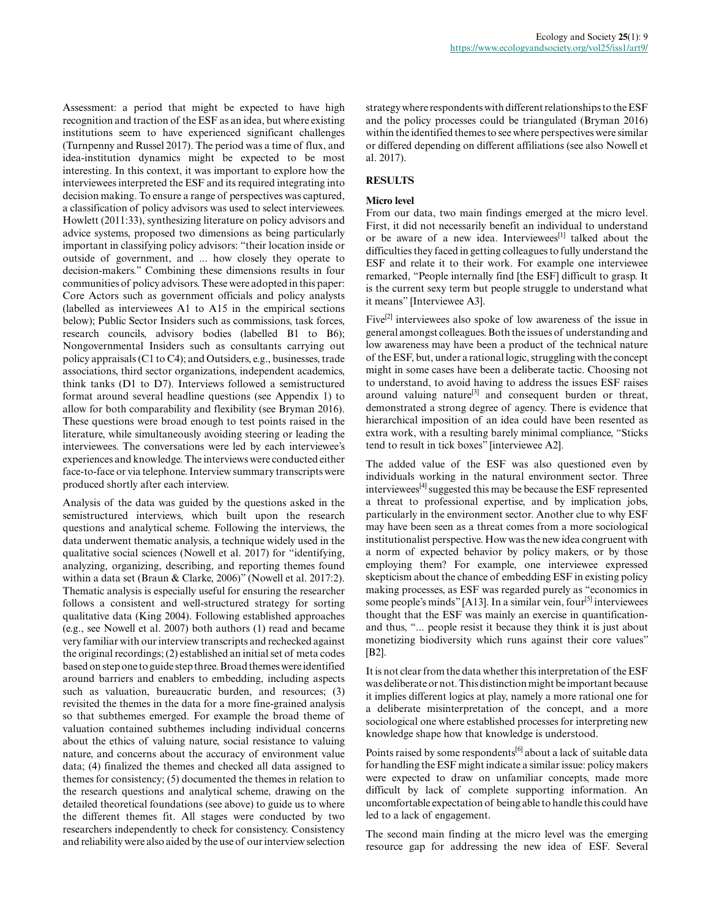Assessment: a period that might be expected to have high recognition and traction of the ESF as an idea, but where existing institutions seem to have experienced significant challenges (Turnpenny and Russel 2017). The period was a time of flux, and idea-institution dynamics might be expected to be most interesting. In this context, it was important to explore how the interviewees interpreted the ESF and its required integrating into decision making. To ensure a range of perspectives was captured, a classification of policy advisors was used to select interviewees. Howlett (2011:33), synthesizing literature on policy advisors and advice systems, proposed two dimensions as being particularly important in classifying policy advisors: "their location inside or outside of government, and ... how closely they operate to decision-makers." Combining these dimensions results in four communities of policy advisors. These were adopted in this paper: Core Actors such as government officials and policy analysts (labelled as interviewees A1 to A15 in the empirical sections below); Public Sector Insiders such as commissions, task forces, research councils, advisory bodies (labelled B1 to B6); Nongovernmental Insiders such as consultants carrying out policy appraisals (C1 to C4); and Outsiders, e.g., businesses, trade associations, third sector organizations, independent academics, think tanks (D1 to D7). Interviews followed a semistructured format around several headline questions (see Appendix 1) to allow for both comparability and flexibility (see Bryman 2016). These questions were broad enough to test points raised in the literature, while simultaneously avoiding steering or leading the interviewees. The conversations were led by each interviewee's experiences and knowledge. The interviews were conducted either face-to-face or via telephone. Interview summary transcripts were produced shortly after each interview.

Analysis of the data was guided by the questions asked in the semistructured interviews, which built upon the research questions and analytical scheme. Following the interviews, the data underwent thematic analysis, a technique widely used in the qualitative social sciences (Nowell et al. 2017) for "identifying, analyzing, organizing, describing, and reporting themes found within a data set (Braun & Clarke, 2006)" (Nowell et al. 2017:2). Thematic analysis is especially useful for ensuring the researcher follows a consistent and well-structured strategy for sorting qualitative data (King 2004). Following established approaches (e.g., see Nowell et al. 2007) both authors (1) read and became very familiar with our interview transcripts and rechecked against the original recordings; (2) established an initial set of meta codes based on step one to guide step three. Broad themes were identified around barriers and enablers to embedding, including aspects such as valuation, bureaucratic burden, and resources; (3) revisited the themes in the data for a more fine-grained analysis so that subthemes emerged. For example the broad theme of valuation contained subthemes including individual concerns about the ethics of valuing nature, social resistance to valuing nature, and concerns about the accuracy of environment value data; (4) finalized the themes and checked all data assigned to themes for consistency; (5) documented the themes in relation to the research questions and analytical scheme, drawing on the detailed theoretical foundations (see above) to guide us to where the different themes fit. All stages were conducted by two researchers independently to check for consistency. Consistency and reliability were also aided by the use of our interview selection strategy where respondents with different relationships to the ESF and the policy processes could be triangulated (Bryman 2016) within the identified themes to see where perspectives were similar or differed depending on different affiliations (see also Nowell et al. 2017).

## RESULTS

### Micro level

From our data, two main findings emerged at the micro level. First, it did not necessarily benefit an individual to understand or be aware of a new idea. Interviewees[1] talked about the difficulties they faced in getting colleagues to fully understand the ESF and relate it to their work. For example one interviewee remarked, "People internally find [the ESF] difficult to grasp. It is the current sexy term but people struggle to understand what it means" [Interviewee A3].

Five[2] interviewees also spoke of low awareness of the issue in general amongst colleagues. Both the issues of understanding and low awareness may have been a product of the technical nature of the ESF, but, under a rational logic, struggling with the concept might in some cases have been a deliberate tactic. Choosing not to understand, to avoid having to address the issues ESF raises around valuing nature[3] and consequent burden or threat, demonstrated a strong degree of agency. There is evidence that hierarchical imposition of an idea could have been resented as extra work, with a resulting barely minimal compliance, "Sticks tend to result in tick boxes" [interviewee A2].

The added value of the ESF was also questioned even by individuals working in the natural environment sector. Three interviewees[4] suggested this may be because the ESF represented a threat to professional expertise, and by implication jobs, particularly in the environment sector. Another clue to why ESF may have been seen as a threat comes from a more sociological institutionalist perspective. How was the new idea congruent with a norm of expected behavior by policy makers, or by those employing them? For example, one interviewee expressed skepticism about the chance of embedding ESF in existing policy making processes, as ESF was regarded purely as "economics in some people's minds" [A13]. In a similar vein, four[5] interviewees thought that the ESF was mainly an exercise in quantification- and thus, "... people resist it because they think it is just about monetizing biodiversity which runs against their core values" [B2].

It is not clear from the data whether this interpretation of the ESF was deliberate or not. This distinction might be important because it implies different logics at play, namely a more rational one for a deliberate misinterpretation of the concept, and a more sociological one where established processes for interpreting new knowledge shape how that knowledge is understood.

Points raised by some respondents[6] about a lack of suitable data for handling the ESF might indicate a similar issue: policy makers were expected to draw on unfamiliar concepts, made more difficult by lack of complete supporting information. An uncomfortable expectation of being able to handle this could have led to a lack of engagement.

The second main finding at the micro level was the emerging resource gap for addressing the new idea of ESF. Several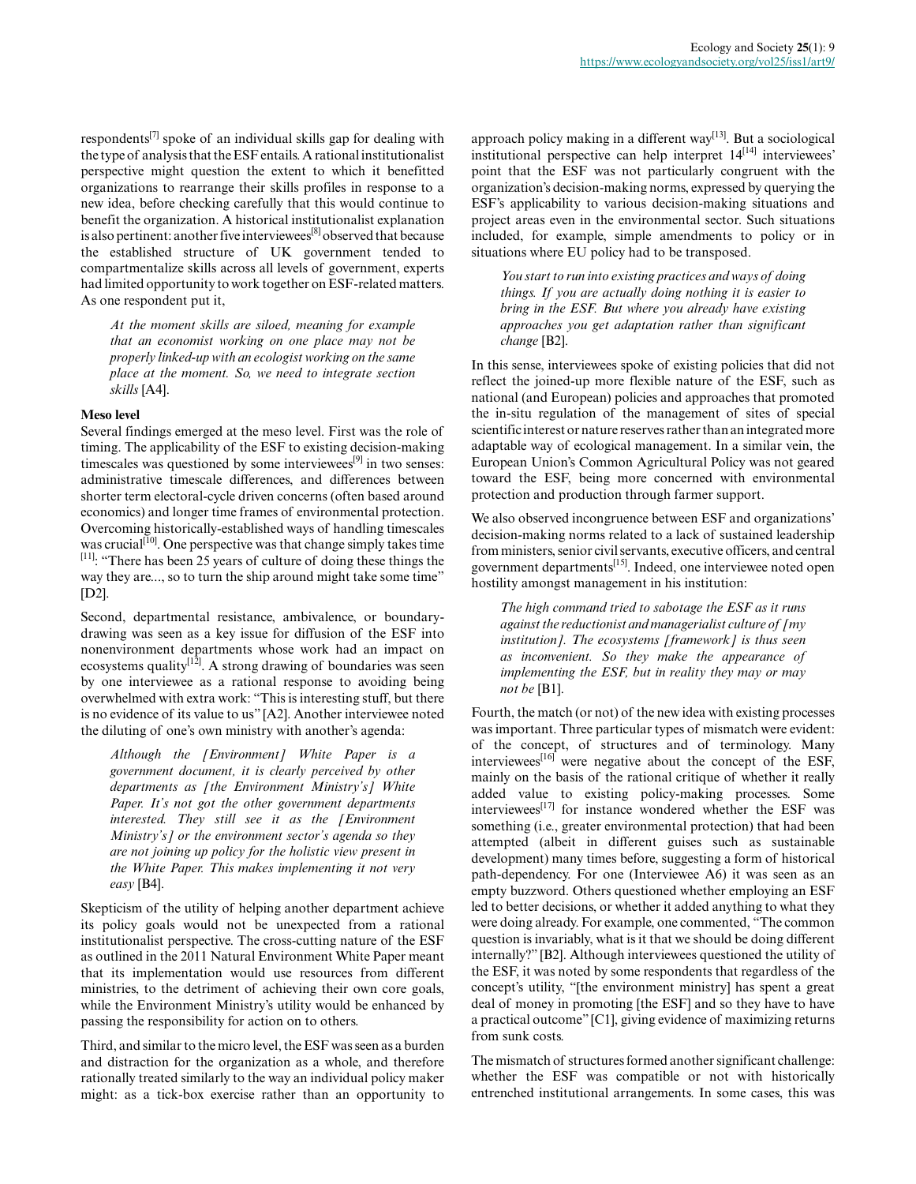respondents[7] spoke of an individual skills gap for dealing with the type of analysis that the ESF entails. A rational institutionalist perspective might question the extent to which it benefitted organizations to rearrange their skills profiles in response to a new idea, before checking carefully that this would continue to benefit the organization. A historical institutionalist explanation is also pertinent: another five interviewees[8] observed that because the established structure of UK government tended to compartmentalize skills across all levels of government, experts had limited opportunity to work together on ESF-related matters. As one respondent put it,

> *At the moment skills are siloed, meaning for example that an economist working on one place may not be properly linked-up with an ecologist working on the same place at the moment. So, we need to integrate section skills* [A4].

**Meso level**

Several findings emerged at the meso level. First was the role of timing. The applicability of the ESF to existing decision-making timescales was questioned by some interviewees[9] in two senses: administrative timescale differences, and differences between shorter term electoral-cycle driven concerns (often based around economics) and longer time frames of environmental protection. Overcoming historically-established ways of handling timescales was crucial[10]. One perspective was that change simply takes time [11]: "There has been 25 years of culture of doing these things the way they are..., so to turn the ship around might take some time" [D2].

Second, departmental resistance, ambivalence, or boundary-drawing was seen as a key issue for diffusion of the ESF into nonenvironment departments whose work had an impact on ecosystems quality[12]. A strong drawing of boundaries was seen by one interviewee as a rational response to avoiding being overwhelmed with extra work: "This is interesting stuff, but there is no evidence of its value to us" [A2]. Another interviewee noted the diluting of one's own ministry with another's agenda:

> *Although the [Environment] White Paper is a government document, it is clearly perceived by other departments as [the Environment Ministry's] White Paper. It's not got the other government departments interested. They still see it as the [Environment Ministry's] or the environment sector's agenda so they are not joining up policy for the holistic view present in the White Paper. This makes implementing it not very easy* [B4].

Skepticism of the utility of helping another department achieve its policy goals would not be unexpected from a rational institutionalist perspective. The cross-cutting nature of the ESF as outlined in the 2011 Natural Environment White Paper meant that its implementation would use resources from different ministries, to the detriment of achieving their own core goals, while the Environment Ministry's utility would be enhanced by passing the responsibility for action on to others.

Third, and similar to the micro level, the ESF was seen as a burden and distraction for the organization as a whole, and therefore rationally treated similarly to the way an individual policy maker might: as a tick-box exercise rather than an opportunity to approach policy making in a different way[13]. But a sociological institutional perspective can help interpret 14[14] interviewees' point that the ESF was not particularly congruent with the organization's decision-making norms, expressed by querying the ESF's applicability to various decision-making situations and project areas even in the environmental sector. Such situations included, for example, simple amendments to policy or in situations where EU policy had to be transposed.

> *You start to run into existing practices and ways of doing things. If you are actually doing nothing it is easier to bring in the ESF. But where you already have existing approaches you get adaptation rather than significant change* [B2].

In this sense, interviewees spoke of existing policies that did not reflect the joined-up more flexible nature of the ESF, such as national (and European) policies and approaches that promoted the in-situ regulation of the management of sites of special scientific interest or nature reserves rather than an integrated more adaptable way of ecological management. In a similar vein, the European Union's Common Agricultural Policy was not geared toward the ESF, being more concerned with environmental protection and production through farmer support.

We also observed incongruence between ESF and organizations' decision-making norms related to a lack of sustained leadership from ministers, senior civil servants, executive officers, and central government departments[15]. Indeed, one interviewee noted open hostility amongst management in his institution:

> *The high command tried to sabotage the ESF as it runs against the reductionist and managerialist culture of [my institution]. The ecosystems [framework] is thus seen as inconvenient. So they make the appearance of implementing the ESF, but in reality they may or may not be* [B1].

Fourth, the match (or not) of the new idea with existing processes was important. Three particular types of mismatch were evident: of the concept, of structures and of terminology. Many interviewees[16] were negative about the concept of the ESF, mainly on the basis of the rational critique of whether it really added value to existing policy-making processes. Some interviewees[17] for instance wondered whether the ESF was something (i.e., greater environmental protection) that had been attempted (albeit in different guises such as sustainable development) many times before, suggesting a form of historical path-dependency. For one (Interviewee A6) it was seen as an empty buzzword. Others questioned whether employing an ESF led to better decisions, or whether it added anything to what they were doing already. For example, one commented, "The common question is invariably, what is it that we should be doing different internally?" [B2]. Although interviewees questioned the utility of the ESF, it was noted by some respondents that regardless of the concept's utility, "[the environment ministry] has spent a great deal of money in promoting [the ESF] and so they have to have a practical outcome" [C1], giving evidence of maximizing returns from sunk costs.

The mismatch of structures formed another significant challenge: whether the ESF was compatible or not with historically entrenched institutional arrangements. In some cases, this was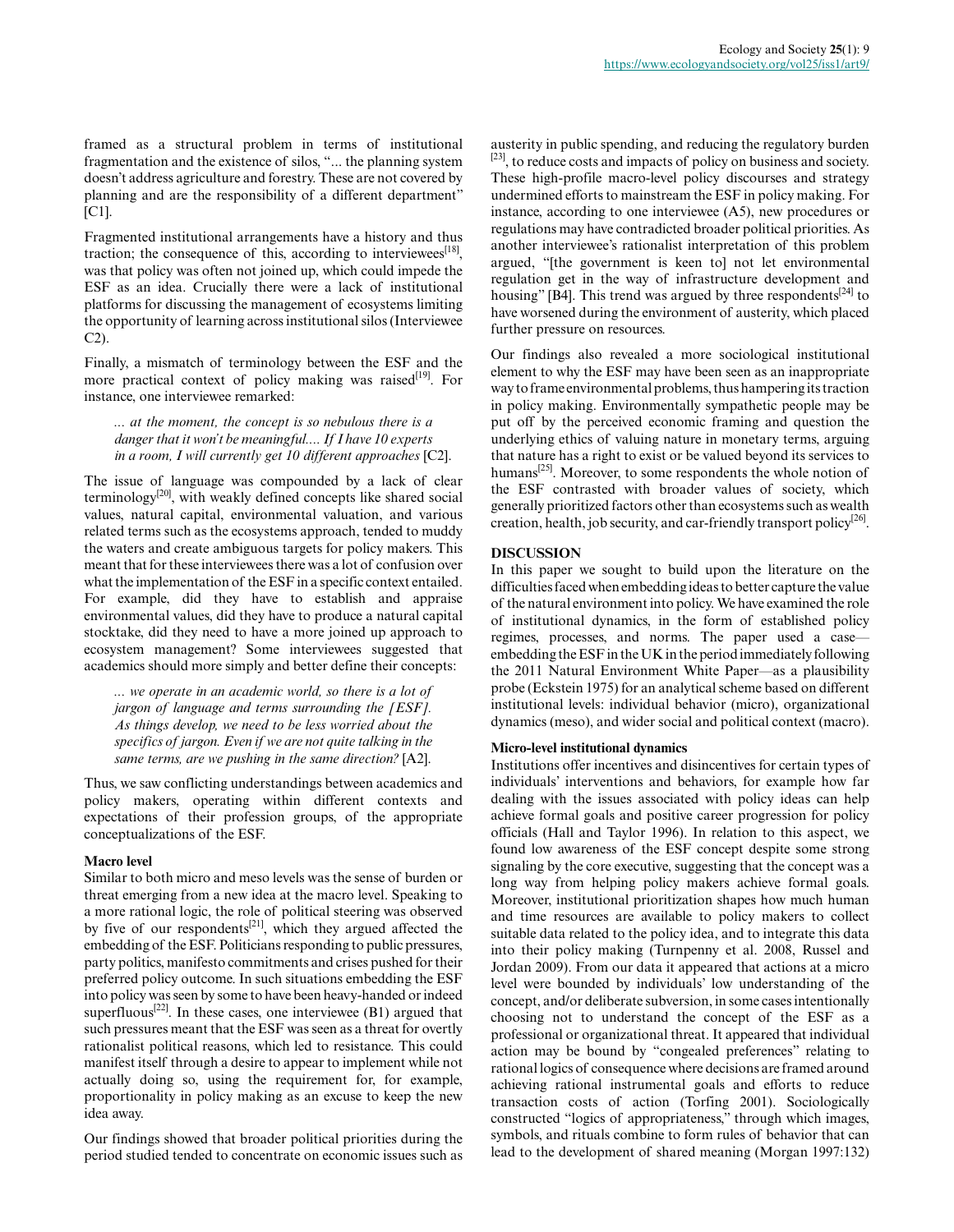framed as a structural problem in terms of institutional fragmentation and the existence of silos, "... the planning system doesn't address agriculture and forestry. These are not covered by planning and are the responsibility of a different department" [C1].

Fragmented institutional arrangements have a history and thus traction; the consequence of this, according to interviewees[18], was that policy was often not joined up, which could impede the ESF as an idea. Crucially there were a lack of institutional platforms for discussing the management of ecosystems limiting the opportunity of learning across institutional silos (Interviewee C2).

Finally, a mismatch of terminology between the ESF and the more practical context of policy making was raised[19]. For instance, one interviewee remarked:

> *... at the moment, the concept is so nebulous there is a danger that it won't be meaningful.... If I have 10 experts in a room, I will currently get 10 different approaches* [C2].

The issue of language was compounded by a lack of clear terminology[20], with weakly defined concepts like shared social values, natural capital, environmental valuation, and various related terms such as the ecosystems approach, tended to muddy the waters and create ambiguous targets for policy makers. This meant that for these interviewees there was a lot of confusion over what the implementation of the ESF in a specific context entailed. For example, did they have to establish and appraise environmental values, did they have to produce a natural capital stocktake, did they need to have a more joined up approach to ecosystem management? Some interviewees suggested that academics should more simply and better define their concepts:

> *... we operate in an academic world, so there is a lot of jargon of language and terms surrounding the [ESF]. As things develop, we need to be less worried about the specifics of jargon. Even if we are not quite talking in the same terms, are we pushing in the same direction?* [A2].

Thus, we saw conflicting understandings between academics and policy makers, operating within different contexts and expectations of their profession groups, of the appropriate conceptualizations of the ESF.

### Macro level

Similar to both micro and meso levels was the sense of burden or threat emerging from a new idea at the macro level. Speaking to a more rational logic, the role of political steering was observed by five of our respondents[21], which they argued affected the embedding of the ESF. Politicians responding to public pressures, party politics, manifesto commitments and crises pushed for their preferred policy outcome. In such situations embedding the ESF into policy was seen by some to have been heavy-handed or indeed superfluous[22]. In these cases, one interviewee (B1) argued that such pressures meant that the ESF was seen as a threat for overtly rationalist political reasons, which led to resistance. This could manifest itself through a desire to appear to implement while not actually doing so, using the requirement for, for example, proportionality in policy making as an excuse to keep the new idea away.

Our findings showed that broader political priorities during the period studied tended to concentrate on economic issues such as austerity in public spending, and reducing the regulatory burden [23], to reduce costs and impacts of policy on business and society. These high-profile macro-level policy discourses and strategy undermined efforts to mainstream the ESF in policy making. For instance, according to one interviewee (A5), new procedures or regulations may have contradicted broader political priorities. As another interviewee's rationalist interpretation of this problem argued, "[the government is keen to] not let environmental regulation get in the way of infrastructure development and housing" [B4]. This trend was argued by three respondents[24] to have worsened during the environment of austerity, which placed further pressure on resources.

Our findings also revealed a more sociological institutional element to why the ESF may have been seen as an inappropriate way to frame environmental problems, thus hampering its traction in policy making. Environmentally sympathetic people may be put off by the perceived economic framing and question the underlying ethics of valuing nature in monetary terms, arguing that nature has a right to exist or be valued beyond its services to humans[25]. Moreover, to some respondents the whole notion of the ESF contrasted with broader values of society, which generally prioritized factors other than ecosystems such as wealth creation, health, job security, and car-friendly transport policy[26].

## DISCUSSION

In this paper we sought to build upon the literature on the difficulties faced when embedding ideas to better capture the value of the natural environment into policy. We have examined the role of institutional dynamics, in the form of established policy regimes, processes, and norms. The paper used a case—embedding the ESF in the UK in the period immediately following the 2011 Natural Environment White Paper—as a plausibility probe (Eckstein 1975) for an analytical scheme based on different institutional levels: individual behavior (micro), organizational dynamics (meso), and wider social and political context (macro).

### Micro-level institutional dynamics

Institutions offer incentives and disincentives for certain types of individuals' interventions and behaviors, for example how far dealing with the issues associated with policy ideas can help achieve formal goals and positive career progression for policy officials (Hall and Taylor 1996). In relation to this aspect, we found low awareness of the ESF concept despite some strong signaling by the core executive, suggesting that the concept was a long way from helping policy makers achieve formal goals. Moreover, institutional prioritization shapes how much human and time resources are available to policy makers to collect suitable data related to the policy idea, and to integrate this data into their policy making (Turnpenny et al. 2008, Russel and Jordan 2009). From our data it appeared that actions at a micro level were bounded by individuals' low understanding of the concept, and/or deliberate subversion, in some cases intentionally choosing not to understand the concept of the ESF as a professional or organizational threat. It appeared that individual action may be bound by "congealed preferences" relating to rational logics of consequence where decisions are framed around achieving rational instrumental goals and efforts to reduce transaction costs of action (Torfing 2001). Sociologically constructed "logics of appropriateness," through which images, symbols, and rituals combine to form rules of behavior that can lead to the development of shared meaning (Morgan 1997:132)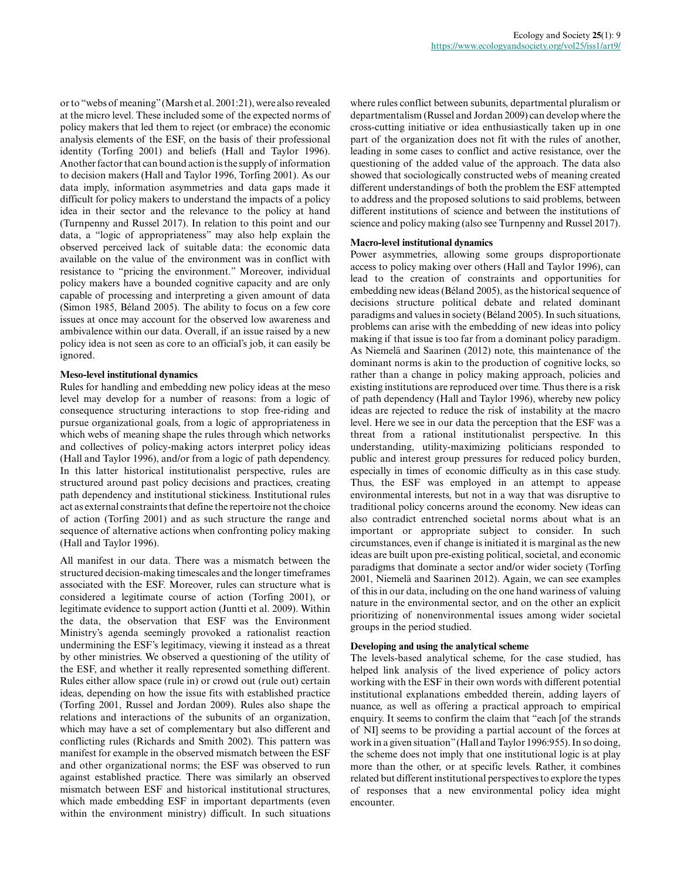or to "webs of meaning" (Marsh et al. 2001:21), were also revealed at the micro level. These included some of the expected norms of policy makers that led them to reject (or embrace) the economic analysis elements of the ESF, on the basis of their professional identity (Torfing 2001) and beliefs (Hall and Taylor 1996). Another factor that can bound action is the supply of information to decision makers (Hall and Taylor 1996, Torfing 2001). As our data imply, information asymmetries and data gaps made it difficult for policy makers to understand the impacts of a policy idea in their sector and the relevance to the policy at hand (Turnpenny and Russel 2017). In relation to this point and our data, a "logic of appropriateness" may also help explain the observed perceived lack of suitable data: the economic data available on the value of the environment was in conflict with resistance to "pricing the environment." Moreover, individual policy makers have a bounded cognitive capacity and are only capable of processing and interpreting a given amount of data (Simon 1985, Béland 2005). The ability to focus on a few core issues at once may account for the observed low awareness and ambivalence within our data. Overall, if an issue raised by a new policy idea is not seen as core to an official's job, it can easily be ignored.

### Meso-level institutional dynamics

Rules for handling and embedding new policy ideas at the meso level may develop for a number of reasons: from a logic of consequence structuring interactions to stop free-riding and pursue organizational goals, from a logic of appropriateness in which webs of meaning shape the rules through which networks and collectives of policy-making actors interpret policy ideas (Hall and Taylor 1996), and/or from a logic of path dependency. In this latter historical institutionalist perspective, rules are structured around past policy decisions and practices, creating path dependency and institutional stickiness. Institutional rules act as external constraints that define the repertoire not the choice of action (Torfing 2001) and as such structure the range and sequence of alternative actions when confronting policy making (Hall and Taylor 1996).

All manifest in our data. There was a mismatch between the structured decision-making timescales and the longer timeframes associated with the ESF. Moreover, rules can structure what is considered a legitimate course of action (Torfing 2001), or legitimate evidence to support action (Juntti et al. 2009). Within the data, the observation that ESF was the Environment Ministry's agenda seemingly provoked a rationalist reaction undermining the ESF's legitimacy, viewing it instead as a threat by other ministries. We observed a questioning of the utility of the ESF, and whether it really represented something different. Rules either allow space (rule in) or crowd out (rule out) certain ideas, depending on how the issue fits with established practice (Torfing 2001, Russel and Jordan 2009). Rules also shape the relations and interactions of the subunits of an organization, which may have a set of complementary but also different and conflicting rules (Richards and Smith 2002). This pattern was manifest for example in the observed mismatch between the ESF and other organizational norms; the ESF was observed to run against established practice. There was similarly an observed mismatch between ESF and historical institutional structures, which made embedding ESF in important departments (even within the environment ministry) difficult. In such situations where rules conflict between subunits, departmental pluralism or departmentalism (Russel and Jordan 2009) can develop where the cross-cutting initiative or idea enthusiastically taken up in one part of the organization does not fit with the rules of another, leading in some cases to conflict and active resistance, over the questioning of the added value of the approach. The data also showed that sociologically constructed webs of meaning created different understandings of both the problem the ESF attempted to address and the proposed solutions to said problems, between different institutions of science and between the institutions of science and policy making (also see Turnpenny and Russel 2017).

### Macro-level institutional dynamics

Power asymmetries, allowing some groups disproportionate access to policy making over others (Hall and Taylor 1996), can lead to the creation of constraints and opportunities for embedding new ideas (Béland 2005), as the historical sequence of decisions structure political debate and related dominant paradigms and values in society (Béland 2005). In such situations, problems can arise with the embedding of new ideas into policy making if that issue is too far from a dominant policy paradigm. As Niemelä and Saarinen (2012) note, this maintenance of the dominant norms is akin to the production of cognitive locks, so rather than a change in policy making approach, policies and existing institutions are reproduced over time. Thus there is a risk of path dependency (Hall and Taylor 1996), whereby new policy ideas are rejected to reduce the risk of instability at the macro level. Here we see in our data the perception that the ESF was a threat from a rational institutionalist perspective. In this understanding, utility-maximizing politicians responded to public and interest group pressures for reduced policy burden, especially in times of economic difficulty as in this case study. Thus, the ESF was employed in an attempt to appease environmental interests, but not in a way that was disruptive to traditional policy concerns around the economy. New ideas can also contradict entrenched societal norms about what is an important or appropriate subject to consider. In such circumstances, even if change is initiated it is marginal as the new ideas are built upon pre-existing political, societal, and economic paradigms that dominate a sector and/or wider society (Torfing 2001, Niemelä and Saarinen 2012). Again, we can see examples of this in our data, including on the one hand wariness of valuing nature in the environmental sector, and on the other an explicit prioritizing of nonenvironmental issues among wider societal groups in the period studied.

### Developing and using the analytical scheme

The levels-based analytical scheme, for the case studied, has helped link analysis of the lived experience of policy actors working with the ESF in their own words with different potential institutional explanations embedded therein, adding layers of nuance, as well as offering a practical approach to empirical enquiry. It seems to confirm the claim that "each [of the strands of NI] seems to be providing a partial account of the forces at work in a given situation" (Hall and Taylor 1996:955). In so doing, the scheme does not imply that one institutional logic is at play more than the other, or at specific levels. Rather, it combines related but different institutional perspectives to explore the types of responses that a new environmental policy idea might encounter.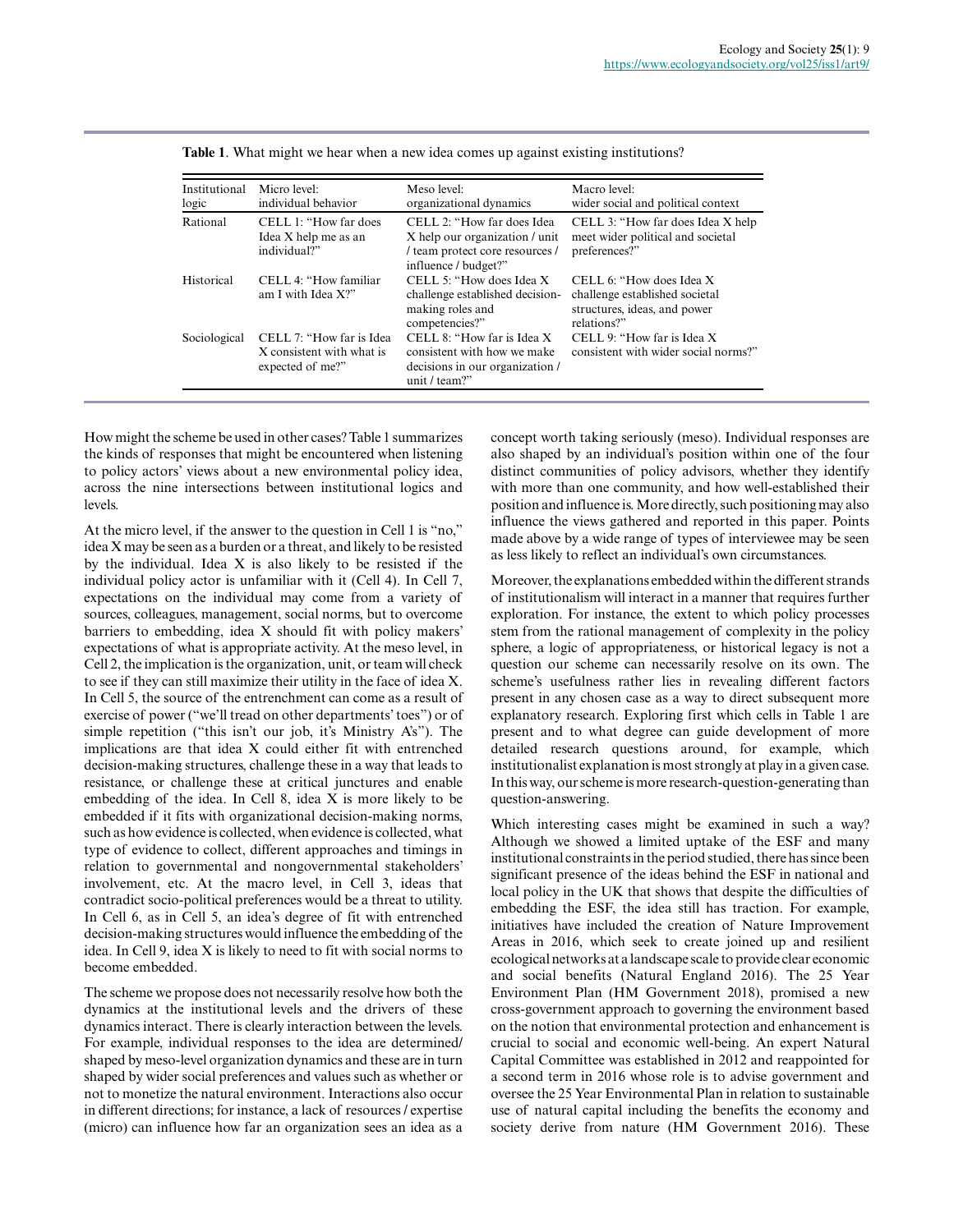**Table 1**. What might we hear when a new idea comes up against existing institutions?

| Institutional logic | Micro level: individual behavior | Meso level: organizational dynamics | Macro level: wider social and political context |
|---|---|---|---|
| Rational | CELL 1: "How far does Idea X help me as an individual?" | CELL 2: "How far does Idea X help our organization / unit / team protect core resources / influence / budget?" | CELL 3: "How far does Idea X help meet wider political and societal preferences?" |
| Historical | CELL 4: "How familiar am I with Idea X?" | CELL 5: "How does Idea X challenge established decision-making roles and competencies?" | CELL 6: "How does Idea X challenge established societal structures, ideas, and power relations?" |
| Sociological | CELL 7: "How far is Idea X consistent with what is expected of me?" | CELL 8: "How far is Idea X consistent with how we make decisions in our organization / unit / team?" | CELL 9: "How far is Idea X consistent with wider social norms?" |

How might the scheme be used in other cases? Table 1 summarizes the kinds of responses that might be encountered when listening to policy actors' views about a new environmental policy idea, across the nine intersections between institutional logics and levels.

At the micro level, if the answer to the question in Cell 1 is "no," idea X may be seen as a burden or a threat, and likely to be resisted by the individual. Idea X is also likely to be resisted if the individual policy actor is unfamiliar with it (Cell 4). In Cell 7, expectations on the individual may come from a variety of sources, colleagues, management, social norms, but to overcome barriers to embedding, idea X should fit with policy makers' expectations of what is appropriate activity. At the meso level, in Cell 2, the implication is the organization, unit, or team will check to see if they can still maximize their utility in the face of idea X. In Cell 5, the source of the entrenchment can come as a result of exercise of power ("we'll tread on other departments' toes") or of simple repetition ("this isn't our job, it's Ministry A's"). The implications are that idea X could either fit with entrenched decision-making structures, challenge these in a way that leads to resistance, or challenge these at critical junctures and enable embedding of the idea. In Cell 8, idea X is more likely to be embedded if it fits with organizational decision-making norms, such as how evidence is collected, when evidence is collected, what type of evidence to collect, different approaches and timings in relation to governmental and nongovernmental stakeholders' involvement, etc. At the macro level, in Cell 3, ideas that contradict socio-political preferences would be a threat to utility. In Cell 6, as in Cell 5, an idea's degree of fit with entrenched decision-making structures would influence the embedding of the idea. In Cell 9, idea X is likely to need to fit with social norms to become embedded.

The scheme we propose does not necessarily resolve how both the dynamics at the institutional levels and the drivers of these dynamics interact. There is clearly interaction between the levels. For example, individual responses to the idea are determined/shaped by meso-level organization dynamics and these are in turn shaped by wider social preferences and values such as whether or not to monetize the natural environment. Interactions also occur in different directions; for instance, a lack of resources / expertise (micro) can influence how far an organization sees an idea as a concept worth taking seriously (meso). Individual responses are also shaped by an individual's position within one of the four distinct communities of policy advisors, whether they identify with more than one community, and how well-established their position and influence is. More directly, such positioning may also influence the views gathered and reported in this paper. Points made above by a wide range of types of interviewee may be seen as less likely to reflect an individual's own circumstances.

Moreover, the explanations embedded within the different strands of institutionalism will interact in a manner that requires further exploration. For instance, the extent to which policy processes stem from the rational management of complexity in the policy sphere, a logic of appropriateness, or historical legacy is not a question our scheme can necessarily resolve on its own. The scheme's usefulness rather lies in revealing different factors present in any chosen case as a way to direct subsequent more explanatory research. Exploring first which cells in Table 1 are present and to what degree can guide development of more detailed research questions around, for example, which institutionalist explanation is most strongly at play in a given case. In this way, our scheme is more research-question-generating than question-answering.

Which interesting cases might be examined in such a way? Although we showed a limited uptake of the ESF and many institutional constraints in the period studied, there has since been significant presence of the ideas behind the ESF in national and local policy in the UK that shows that despite the difficulties of embedding the ESF, the idea still has traction. For example, initiatives have included the creation of Nature Improvement Areas in 2016, which seek to create joined up and resilient ecological networks at a landscape scale to provide clear economic and social benefits (Natural England 2016). The 25 Year Environment Plan (HM Government 2018), promised a new cross-government approach to governing the environment based on the notion that environmental protection and enhancement is crucial to social and economic well-being. An expert Natural Capital Committee was established in 2012 and reappointed for a second term in 2016 whose role is to advise government and oversee the 25 Year Environmental Plan in relation to sustainable use of natural capital including the benefits the economy and society derive from nature (HM Government 2016). These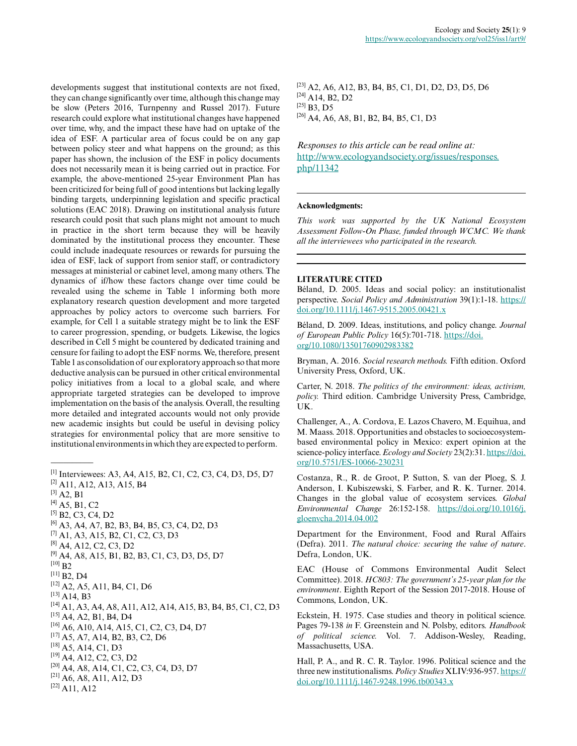developments suggest that institutional contexts are not fixed, they can change significantly over time, although this change may be slow (Peters 2016, Turnpenny and Russel 2017). Future research could explore what institutional changes have happened over time, why, and the impact these have had on uptake of the idea of ESF. A particular area of focus could be on any gap between policy steer and what happens on the ground; as this paper has shown, the inclusion of the ESF in policy documents does not necessarily mean it is being carried out in practice. For example, the above-mentioned 25-year Environment Plan has been criticized for being full of good intentions but lacking legally binding targets, underpinning legislation and specific practical solutions (EAC 2018). Drawing on institutional analysis future research could posit that such plans might not amount to much in practice in the short term because they will be heavily dominated by the institutional process they encounter. These could include inadequate resources or rewards for pursuing the idea of ESF, lack of support from senior staff, or contradictory messages at ministerial or cabinet level, among many others. The dynamics of if/how these factors change over time could be revealed using the scheme in Table 1 informing both more explanatory research question development and more targeted approaches by policy actors to overcome such barriers. For example, for Cell 1 a suitable strategy might be to link the ESF to career progression, spending, or budgets. Likewise, the logics described in Cell 5 might be countered by dedicated training and censure for failing to adopt the ESF norms. We, therefore, present Table 1 as consolidation of our exploratory approach so that more deductive analysis can be pursued in other critical environmental policy initiatives from a local to a global scale, and where appropriate targeted strategies can be developed to improve implementation on the basis of the analysis. Overall, the resulting more detailed and integrated accounts would not only provide new academic insights but could be useful in devising policy strategies for environmental policy that are more sensitive to institutional environments in which they are expected to perform.

---

[1] Interviewees: A3, A4, A15, B2, C1, C2, C3, C4, D3, D5, D7
[2] A11, A12, A13, A15, B4
[3] A2, B1
[4] A5, B1, C2
[5] B2, C3, C4, D2
[6] A3, A4, A7, B2, B3, B4, B5, C3, C4, D2, D3
[7] A1, A3, A15, B2, C1, C2, C3, D3
[8] A4, A12, C2, C3, D2
[9] A4, A8, A15, B1, B2, B3, C1, C3, D3, D5, D7
[10] B2
[11] B2, D4
[12] A2, A5, A11, B4, C1, D6
[13] A14, B3
[14] A1, A3, A4, A8, A11, A12, A14, A15, B3, B4, B5, C1, C2, C3
[15] A4, A2, B1, B4, D4
[16] A6, A10, A14, A15, C1, C2, C3, D4, D7
[17] A5, A7, A14, B2, B3, C2, D6
[18] A5, A14, C1, D3
[19] A4, A12, C2, C3, D2
[20] A4, A8, A14, C1, C2, C3, C4, D3, D7
[21] A6, A8, A11, A12, D3
[22] A11, A12
[23] A2, A6, A12, B3, B4, B5, C1, D1, D2, D3, D5, D6
[24] A14, B2, D2
[25] B3, D5
[26] A4, A6, A8, B1, B2, B4, B5, C1, D3

*Responses to this article can be read online at:*
http://www.ecologyandsociety.org/issues/responses.php/11342

---

**Acknowledgments:**

*This work was supported by the UK National Ecosystem Assessment Follow-On Phase, funded through WCMC. We thank all the interviewees who participated in the research.*

---

**LITERATURE CITED**

Béland, D. 2005. Ideas and social policy: an institutionalist perspective. *Social Policy and Administration* 39(1):1-18. https://doi.org/10.1111/j.1467-9515.2005.00421.x

Béland, D. 2009. Ideas, institutions, and policy change. *Journal of European Public Policy* 16(5):701-718. https://doi.org/10.1080/13501760902983382

Bryman, A. 2016. *Social research methods.* Fifth edition. Oxford University Press, Oxford, UK.

Carter, N. 2018. *The politics of the environment: ideas, activism, policy.* Third edition. Cambridge University Press, Cambridge, UK.

Challenger, A., A. Cordova, E. Lazos Chavero, M. Equihua, and M. Maass. 2018. Opportunities and obstacles to socioecosystem-based environmental policy in Mexico: expert opinion at the science-policy interface. *Ecology and Society* 23(2):31. https://doi.org/10.5751/ES-10066-230231

Costanza, R., R. de Groot, P. Sutton, S. van der Ploeg, S. J. Anderson, I. Kubiszewski, S. Farber, and R. K. Turner. 2014. Changes in the global value of ecosystem services. *Global Environmental Change* 26:152-158. https://doi.org/10.1016/j.gloenvcha.2014.04.002

Department for the Environment, Food and Rural Affairs (Defra). 2011. *The natural choice: securing the value of nature*. Defra, London, UK.

EAC (House of Commons Environmental Audit Select Committee). 2018. *HC803: The government's 25-year plan for the environment*. Eighth Report of the Session 2017-2018. House of Commons, London, UK.

Eckstein, H. 1975. Case studies and theory in political science. Pages 79-138 *in* F. Greenstein and N. Polsby, editors. *Handbook of political science.* Vol. 7. Addison-Wesley, Reading, Massachusetts, USA.

Hall, P. A., and R. C. R. Taylor. 1996. Political science and the three new institutionalisms. *Policy Studies* XLIV:936-957. https://doi.org/10.1111/j.1467-9248.1996.tb00343.x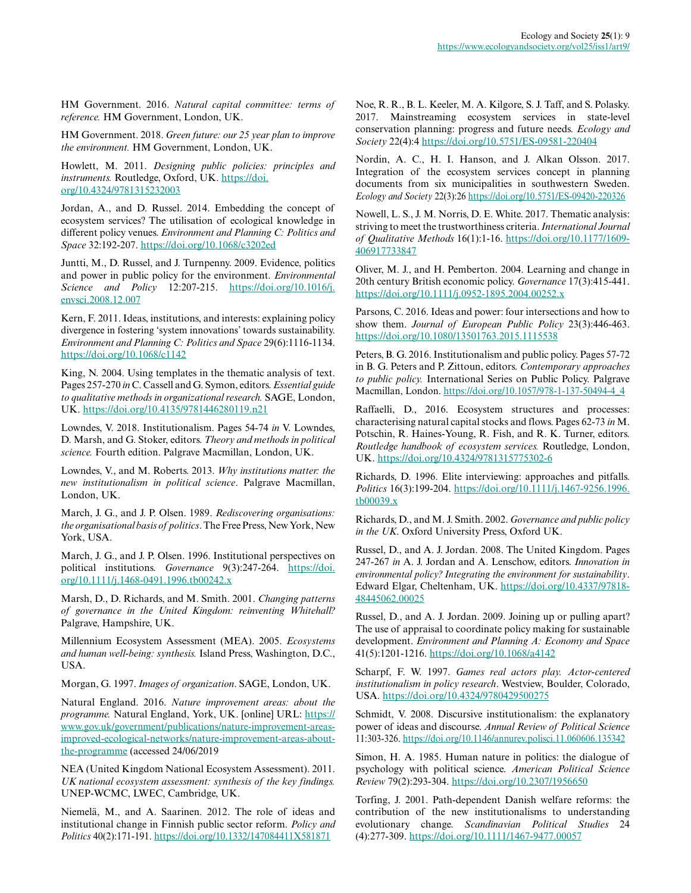HM Government. 2016. *Natural capital committee: terms of reference.* HM Government, London, UK.

HM Government. 2018. *Green future: our 25 year plan to improve the environment.* HM Government, London, UK.

Howlett, M. 2011. *Designing public policies: principles and instruments.* Routledge, Oxford, UK. https://doi.org/10.4324/9781315232003

Jordan, A., and D. Russel. 2014. Embedding the concept of ecosystem services? The utilisation of ecological knowledge in different policy venues. *Environment and Planning C: Politics and Space* 32:192-207. https://doi.org/10.1068/c3202ed

Juntti, M., D. Russel, and J. Turnpenny. 2009. Evidence, politics and power in public policy for the environment. *Environmental Science and Policy* 12:207-215. https://doi.org/10.1016/j.envsci.2008.12.007

Kern, F. 2011. Ideas, institutions, and interests: explaining policy divergence in fostering 'system innovations' towards sustainability. *Environment and Planning C: Politics and Space* 29(6):1116-1134. https://doi.org/10.1068/c1142

King, N. 2004. Using templates in the thematic analysis of text. Pages 257-270 *in* C. Cassell and G. Symon, editors. *Essential guide to qualitative methods in organizational research.* SAGE, London, UK. https://doi.org/10.4135/9781446280119.n21

Lowndes, V. 2018. Institutionalism. Pages 54-74 *in* V. Lowndes, D. Marsh, and G. Stoker, editors. *Theory and methods in political science.* Fourth edition. Palgrave Macmillan, London, UK.

Lowndes, V., and M. Roberts. 2013. *Why institutions matter: the new institutionalism in political science*. Palgrave Macmillan, London, UK.

March, J. G., and J. P. Olsen. 1989. *Rediscovering organisations: the organisational basis of politics*. The Free Press, New York, New York, USA.

March, J. G., and J. P. Olsen. 1996. Institutional perspectives on political institutions. *Governance* 9(3):247-264. https://doi.org/10.1111/j.1468-0491.1996.tb00242.x

Marsh, D., D. Richards, and M. Smith. 2001. *Changing patterns of governance in the United Kingdom: reinventing Whitehall?* Palgrave, Hampshire, UK.

Millennium Ecosystem Assessment (MEA). 2005. *Ecosystems and human well-being: synthesis.* Island Press, Washington, D.C., USA.

Morgan, G. 1997. *Images of organization*. SAGE, London, UK.

Natural England. 2016. *Nature improvement areas: about the programme.* Natural England, York, UK. [online] URL: https://www.gov.uk/government/publications/nature-improvement-areas-improved-ecological-networks/nature-improvement-areas-about-the-programme (accessed 24/06/2019

NEA (United Kingdom National Ecosystem Assessment). 2011. *UK national ecosystem assessment: synthesis of the key findings.* UNEP-WCMC, LWEC, Cambridge, UK.

Niemelä, M., and A. Saarinen. 2012. The role of ideas and institutional change in Finnish public sector reform. *Policy and Politics* 40(2):171-191. https://doi.org/10.1332/147084411X581871

Noe, R. R., B. L. Keeler, M. A. Kilgore, S. J. Taff, and S. Polasky. 2017. Mainstreaming ecosystem services in state-level conservation planning: progress and future needs. *Ecology and Society* 22(4):4 https://doi.org/10.5751/ES-09581-220404

Nordin, A. C., H. I. Hanson, and J. Alkan Olsson. 2017. Integration of the ecosystem services concept in planning documents from six municipalities in southwestern Sweden. *Ecology and Society* 22(3):26 https://doi.org/10.5751/ES-09420-220326

Nowell, L. S., J. M. Norris, D. E. White. 2017. Thematic analysis: striving to meet the trustworthiness criteria. *International Journal of Qualitative Methods* 16(1):1-16. https://doi.org/10.1177/1609406917733847

Oliver, M. J., and H. Pemberton. 2004. Learning and change in 20th century British economic policy. *Governance* 17(3):415-441. https://doi.org/10.1111/j.0952-1895.2004.00252.x

Parsons, C. 2016. Ideas and power: four intersections and how to show them. *Journal of European Public Policy* 23(3):446-463. https://doi.org/10.1080/13501763.2015.1115538

Peters, B. G. 2016. Institutionalism and public policy. Pages 57-72 in B. G. Peters and P. Zittoun, editors. *Contemporary approaches to public policy.* International Series on Public Policy. Palgrave Macmillan, London. https://doi.org/10.1057/978-1-137-50494-4_4

Raffaelli, D., 2016. Ecosystem structures and processes: characterising natural capital stocks and flows. Pages 62-73 *in* M. Potschin, R. Haines-Young, R. Fish, and R. K. Turner, editors. *Routledge handbook of ecosystem services.* Routledge, London, UK. https://doi.org/10.4324/9781315775302-6

Richards, D. 1996. Elite interviewing: approaches and pitfalls. *Politics* 16(3):199-204. https://doi.org/10.1111/j.1467-9256.1996.tb00039.x

Richards, D., and M. J. Smith. 2002. *Governance and public policy in the UK*. Oxford University Press, Oxford UK.

Russel, D., and A. J. Jordan. 2008. The United Kingdom. Pages 247-267 *in* A. J. Jordan and A. Lenschow, editors. *Innovation in environmental policy? Integrating the environment for sustainability*. Edward Elgar, Cheltenham, UK. https://doi.org/10.4337/9781848445062.00025

Russel, D., and A. J. Jordan. 2009. Joining up or pulling apart? The use of appraisal to coordinate policy making for sustainable development. *Environment and Planning A: Economy and Space* 41(5):1201-1216. https://doi.org/10.1068/a4142

Scharpf, F. W. 1997. *Games real actors play. Actor-centered institutionalism in policy research*. Westview, Boulder, Colorado, USA. https://doi.org/10.4324/9780429500275

Schmidt, V. 2008. Discursive institutionalism: the explanatory power of ideas and discourse. *Annual Review of Political Science* 11:303-326. https://doi.org/10.1146/annurev.polisci.11.060606.135342

Simon, H. A. 1985. Human nature in politics: the dialogue of psychology with political science. *American Political Science Review* 79(2):293-304. https://doi.org/10.2307/1956650

Torfing, J. 2001. Path-dependent Danish welfare reforms: the contribution of the new institutionalisms to understanding evolutionary change. *Scandinavian Political Studies* 24 (4):277-309. https://doi.org/10.1111/1467-9477.00057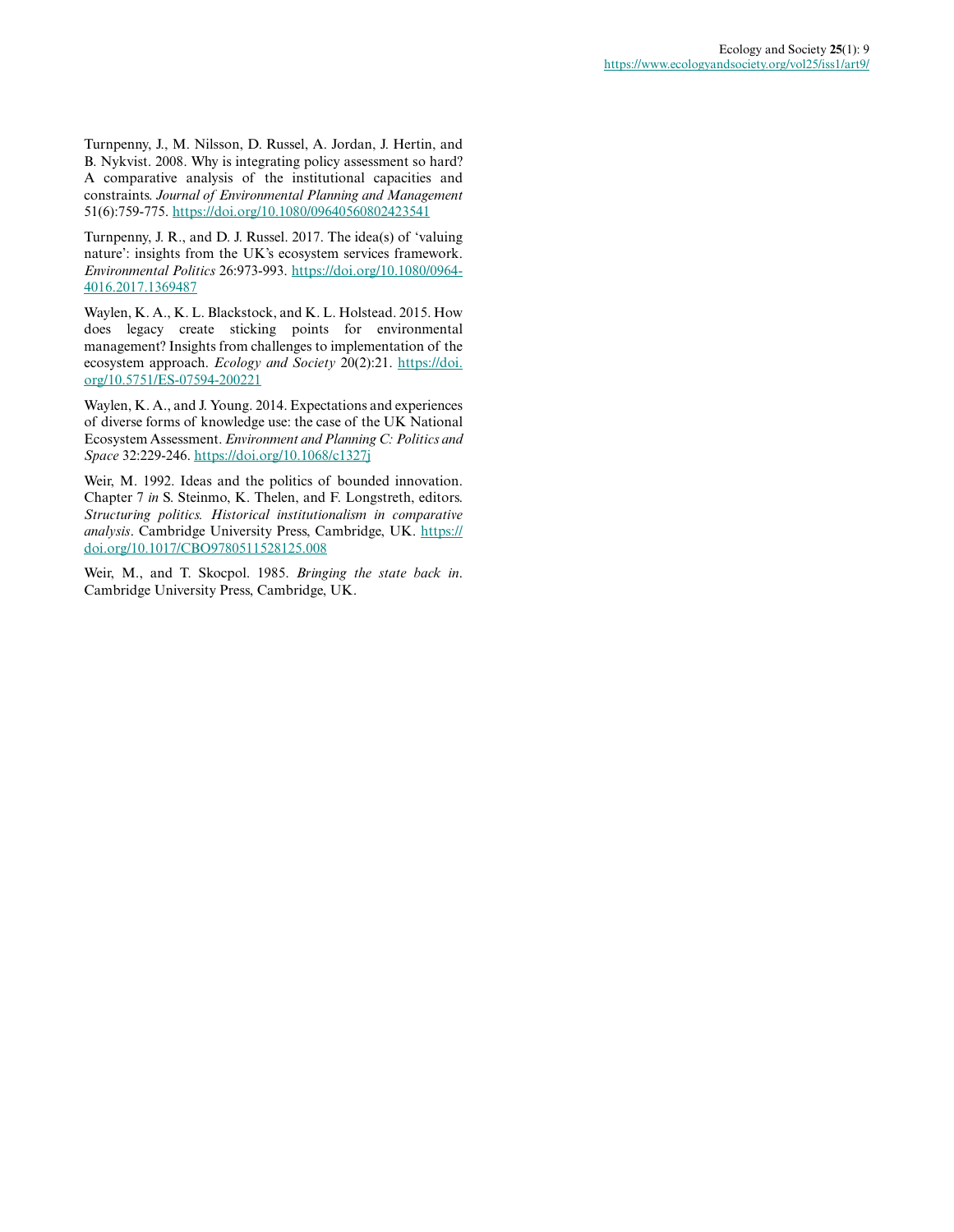Turnpenny, J., M. Nilsson, D. Russel, A. Jordan, J. Hertin, and B. Nykvist. 2008. Why is integrating policy assessment so hard? A comparative analysis of the institutional capacities and constraints. *Journal of Environmental Planning and Management* 51(6):759-775. https://doi.org/10.1080/09640560802423541

Turnpenny, J. R., and D. J. Russel. 2017. The idea(s) of 'valuing nature': insights from the UK's ecosystem services framework. *Environmental Politics* 26:973-993. https://doi.org/10.1080/0964-4016.2017.1369487

Waylen, K. A., K. L. Blackstock, and K. L. Holstead. 2015. How does legacy create sticking points for environmental management? Insights from challenges to implementation of the ecosystem approach. *Ecology and Society* 20(2):21. https://doi.org/10.5751/ES-07594-200221

Waylen, K. A., and J. Young. 2014. Expectations and experiences of diverse forms of knowledge use: the case of the UK National Ecosystem Assessment. *Environment and Planning C: Politics and Space* 32:229-246. https://doi.org/10.1068/c1327j

Weir, M. 1992. Ideas and the politics of bounded innovation. Chapter 7 *in* S. Steinmo, K. Thelen, and F. Longstreth, editors. *Structuring politics. Historical institutionalism in comparative analysis*. Cambridge University Press, Cambridge, UK. https://doi.org/10.1017/CBO9780511528125.008

Weir, M., and T. Skocpol. 1985. *Bringing the state back in*. Cambridge University Press, Cambridge, UK.